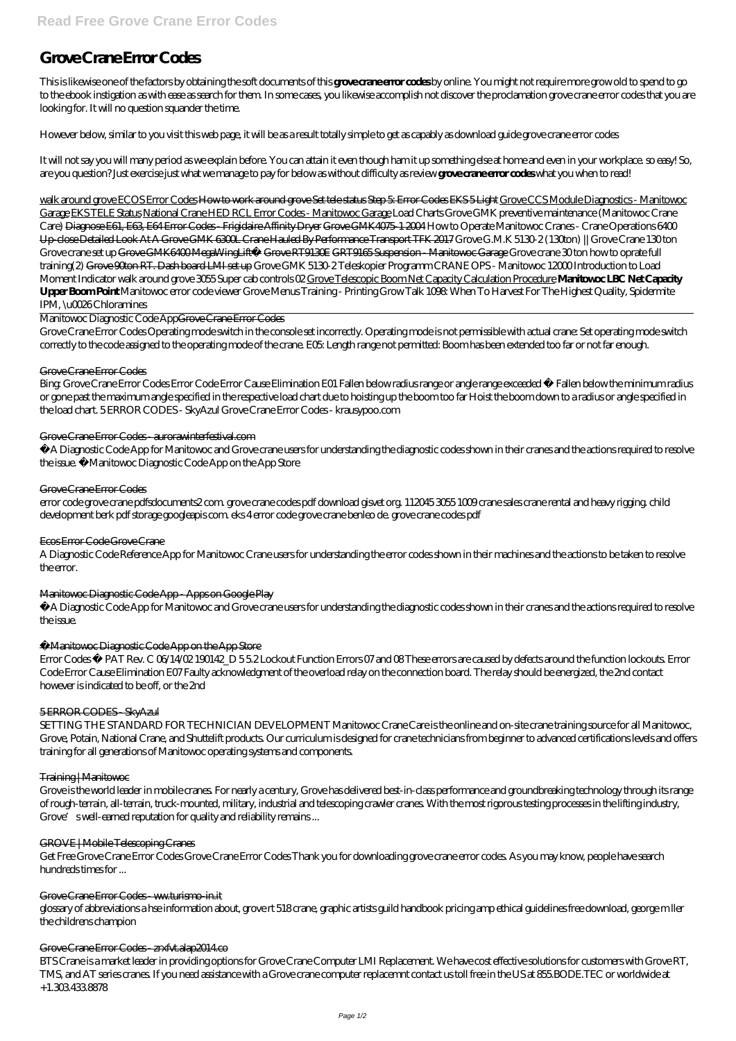# Grove Crane Error Codes

This is likewise one of the factors by obtaining the soft documents of this **grove crane error codes** by online. You might not require more grow old to spend to go to the ebook instigation as with ease as search for them. In some cases, you likewise accomplish not discover the proclamation grove crane error codes that you are looking for. It will no question squander the time.

However below, similar to you visit this web page, it will be as a result totally simple to get as capably as download guide grove crane error codes

It will not say you will many period as we explain before. You can attain it even though ham it up something else at home and even in your workplace. so easy! So, are you question? Just exercise just what we manage to pay for below as without difficulty as review **grove crane error codes** what you when to read!

walk around grove ECOS Error Codes How to work around grove Set tele status Step 5: Error Codes EKS 5 Light Grove CCS Module Diagnostics - Manitowoc Garage EKS TELE Status National Crane HED RCL Error Codes - Manitowoc Garage *Load Charts Grove GMK preventive maintenance (Manitowoc Crane Care)* Diagnose E61, E63, E64 Error Codes - Frigidaire Affinity Dryer Grove GMK4075-1 2004 *How to Operate Manitowoc Cranes - Crane Operations 6400* Up-close Detailed Look At A Grove GMK 6300L Crane Hauled By Performance Transport TFK 2017 *Grove G.M.K 5130-2 (130ton) || Grove Crane 130 ton* *Grove crane set up* Grove GMK6400 MegaWingLift™ Grove RT9130E GRT9165 Suspension - Manitowoc Garage *Grove crane 30 ton how to oprate full training(2)* Grove 90ton RT. Dash board LMI set up *Grove GMK 5130-2 Teleskopier Programm CRANE OPS - Manitowoc 12000 Introduction to Load Moment Indicator walk around grove 3055 Super cab controls 02* Grove Telescopic Boom Net Capacity Calculation Procedure **Manitowoc LBC Net Capacity Upper Boom Point** *Manitowoc error code viewer Grove Menus Training - Printing* *Grow Talk 1098: When To Harvest For The Highest Quality, Spidermite IPM, \u0026 Chloramines*

Manitowoc Diagnostic Code AppGrove Crane Error Codes

Grove Crane Error Codes Operating mode switch in the console set incorrectly. Operating mode is not permissible with actual crane: Set operating mode switch correctly to the code assigned to the operating mode of the crane. E05: Length range not permitted: Boom has been extended too far or not far enough.

Grove Crane Error Codes

Bing: Grove Crane Error Codes Error Code Error Cause Elimination E01 Fallen below radius range or angle range exceeded • Fallen below the minimum radius or gone past the maximum angle specified in the respective load chart due to hoisting up the boom too far Hoist the boom down to a radius or angle specified in the load chart. 5 ERROR CODES - SkyAzul Grove Crane Error Codes - krausypoo.com

Grove Crane Error Codes - aurorawinterfestival.com

A Diagnostic Code App for Manitowoc and Grove crane users for understanding the diagnostic codes shown in their cranes and the actions required to resolve the issue. Manitowoc Diagnostic Code App on the App Store

Grove Crane Error Codes

error code grove crane pdfsdocuments2 com. grove crane codes pdf download gisvet org. 112045 3055 1009 crane sales crane rental and heavy rigging. child development berk pdf storage googleapis com. eks 4 error code grove crane benleo de. grove crane codes pdf

Ecos Error Code Grove Crane

A Diagnostic Code Reference App for Manitowoc Crane users for understanding the error codes shown in their machines and the actions to be taken to resolve the error.

Manitowoc Diagnostic Code App - Apps on Google Play

A Diagnostic Code App for Manitowoc and Grove crane users for understanding the diagnostic codes shown in their cranes and the actions required to resolve the issue.

Manitowoc Diagnostic Code App on the App Store

Error Codes © PAT Rev. C 06/14/02 190142_D 5 5.2 Lockout Function Errors 07 and 08 These errors are caused by defects around the function lockouts. Error Code Error Cause Elimination E07 Faulty acknowledgment of the overload relay on the connection board. The relay should be energized, the 2nd contact however is indicated to be off, or the 2nd

5 ERROR CODES - SkyAzul

SETTING THE STANDARD FOR TECHNICIAN DEVELOPMENT Manitowoc Crane Care is the online and on-site crane training source for all Manitowoc, Grove, Potain, National Crane, and Shuttelift products. Our curriculum is designed for crane technicians from beginner to advanced certifications levels and offers training for all generations of Manitowoc operating systems and components.

Training | Manitowoc

Grove is the world leader in mobile cranes. For nearly a century, Grove has delivered best-in-class performance and groundbreaking technology through its range of rough-terrain, all-terrain, truck-mounted, military, industrial and telescoping crawler cranes. With the most rigorous testing processes in the lifting industry, Grove's well-earned reputation for quality and reliability remains ...

GROVE | Mobile Telescoping Cranes

Get Free Grove Crane Error Codes Grove Crane Error Codes Thank you for downloading grove crane error codes. As you may know, people have search hundreds times for ...

Grove Crane Error Codes - ww.turismo-in.it

glossary of abbreviations a hse information about, grove rt 518 crane, graphic artists guild handbook pricing amp ethical guidelines free download, george m ller the childrens champion

Grove Crane Error Codes - zrxfvt.alap2014.co

BTS Crane is a market leader in providing options for Grove Crane Computer LMI Replacement. We have cost effective solutions for customers with Grove RT, TMS, and AT series cranes. If you need assistance with a Grove crane computer replacemnt contact us toll free in the US at 855.BODE.TEC or worldwide at +1.303.433.8878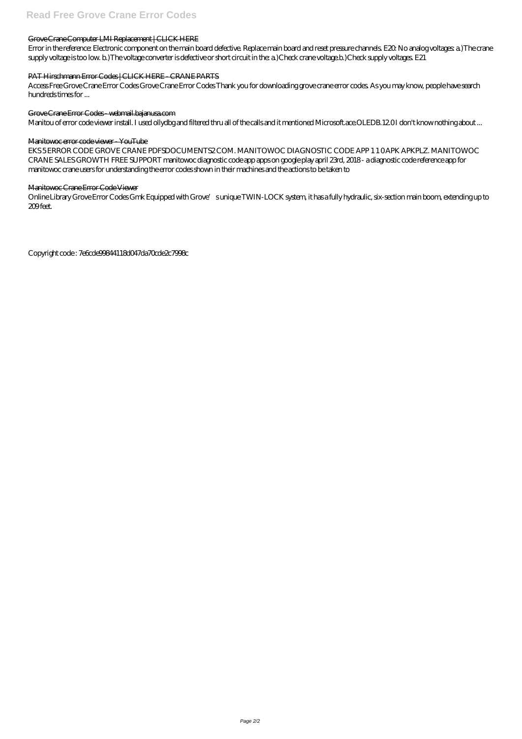Grove Crane Computer LMI Replacement | CLICK HERE

Error in the reference: Electronic component on the main board defective. Replace main board and reset pressure channels. E20: No analog voltages: a.)The crane supply voltage is too low. b.)The voltage converter is defective or short circuit in the: a.)Check crane voltage.b.)Check supply voltages. E21

PAT Hirschmann Error Codes | CLICK HERE - CRANE PARTS

Access Free Grove Crane Error Codes Grove Crane Error Codes Thank you for downloading grove crane error codes. As you may know, people have search hundreds times for ...

Grove Crane Error Codes - webmail.bajanusa.com

Manitou of error code viewer install. I used ollydbg and filtered thru all of the calls and it mentioned Microsoft.ace.OLEDB.12.0 I don't know nothing about ...

Manitowoc error code viewer - YouTube

EKS 5 ERROR CODE GROVE CRANE PDFSDOCUMENTS2 COM. MANITOWOC DIAGNOSTIC CODE APP 1 1 0 APK APKPLZ. MANITOWOC CRANE SALES GROWTH FREE SUPPORT manitowoc diagnostic code app apps on google play april 23rd, 2018 - a diagnostic code reference app for manitowoc crane users for understanding the error codes shown in their machines and the actions to be taken to

Manitowoc Crane Error Code Viewer

Online Library Grove Error Codes Gmk Equipped with Grove's unique TWIN-LOCK system, it has a fully hydraulic, six-section main boom, extending up to 209 feet.

Copyright code : 7e6cde99844118d047da70cde2c7998c